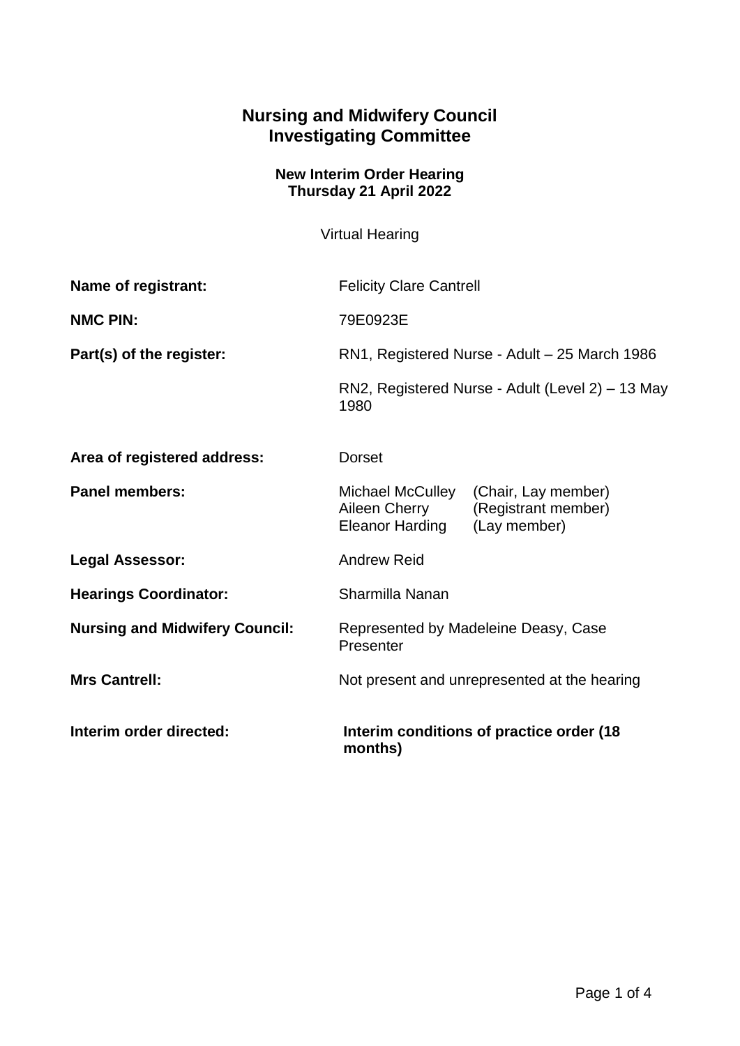# Nursing and Midwifery Council
# Investigating Committee

### New Interim Order Hearing
### Thursday 21 April 2022

Virtual Hearing

| | |
|---|---|
| **Name of registrant:** | Felicity Clare Cantrell |
| **NMC PIN:** | 79E0923E |
| **Part(s) of the register:** | RN1, Registered Nurse - Adult – 25 March 1986<br><br>RN2, Registered Nurse - Adult (Level 2) – 13 May 1980 |
| **Area of registered address:** | Dorset |
| **Panel members:** | Michael McCulley (Chair, Lay member)<br>Aileen Cherry (Registrant member)<br>Eleanor Harding (Lay member) |
| **Legal Assessor:** | Andrew Reid |
| **Hearings Coordinator:** | Sharmilla Nanan |
| **Nursing and Midwifery Council:** | Represented by Madeleine Deasy, Case Presenter |
| **Mrs Cantrell:** | Not present and unrepresented at the hearing |
| **Interim order directed:** | **Interim conditions of practice order (18 months)** |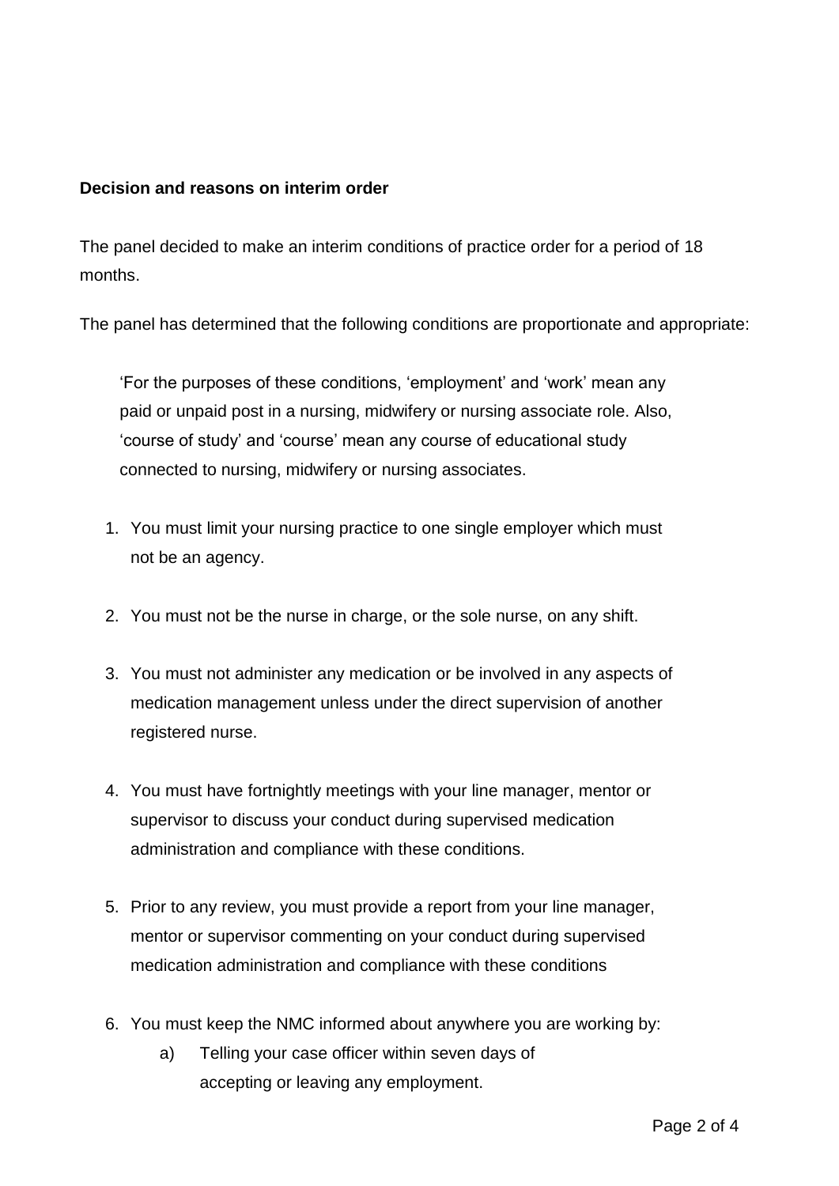**Decision and reasons on interim order**

The panel decided to make an interim conditions of practice order for a period of 18 months.

The panel has determined that the following conditions are proportionate and appropriate:

> 'For the purposes of these conditions, 'employment' and 'work' mean any paid or unpaid post in a nursing, midwifery or nursing associate role. Also, 'course of study' and 'course' mean any course of educational study connected to nursing, midwifery or nursing associates.

1. You must limit your nursing practice to one single employer which must not be an agency.

2. You must not be the nurse in charge, or the sole nurse, on any shift.

3. You must not administer any medication or be involved in any aspects of medication management unless under the direct supervision of another registered nurse.

4. You must have fortnightly meetings with your line manager, mentor or supervisor to discuss your conduct during supervised medication administration and compliance with these conditions.

5. Prior to any review, you must provide a report from your line manager, mentor or supervisor commenting on your conduct during supervised medication administration and compliance with these conditions

6. You must keep the NMC informed about anywhere you are working by:
    a) Telling your case officer within seven days of accepting or leaving any employment.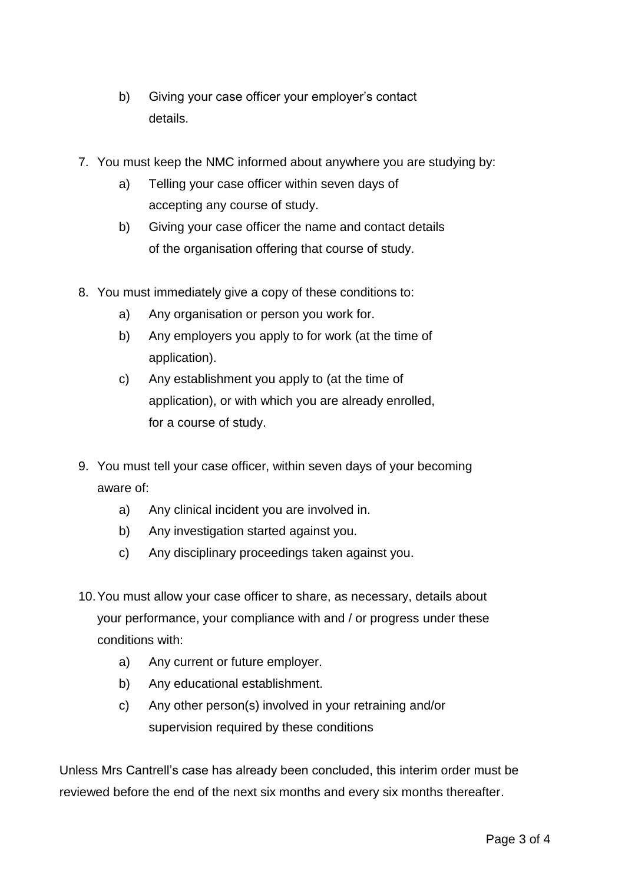b) Giving your case officer your employer's contact details.

7. You must keep the NMC informed about anywhere you are studying by:
   a) Telling your case officer within seven days of accepting any course of study.
   b) Giving your case officer the name and contact details of the organisation offering that course of study.

8. You must immediately give a copy of these conditions to:
   a) Any organisation or person you work for.
   b) Any employers you apply to for work (at the time of application).
   c) Any establishment you apply to (at the time of application), or with which you are already enrolled, for a course of study.

9. You must tell your case officer, within seven days of your becoming aware of:
   a) Any clinical incident you are involved in.
   b) Any investigation started against you.
   c) Any disciplinary proceedings taken against you.

10. You must allow your case officer to share, as necessary, details about your performance, your compliance with and / or progress under these conditions with:
    a) Any current or future employer.
    b) Any educational establishment.
    c) Any other person(s) involved in your retraining and/or supervision required by these conditions

Unless Mrs Cantrell's case has already been concluded, this interim order must be reviewed before the end of the next six months and every six months thereafter.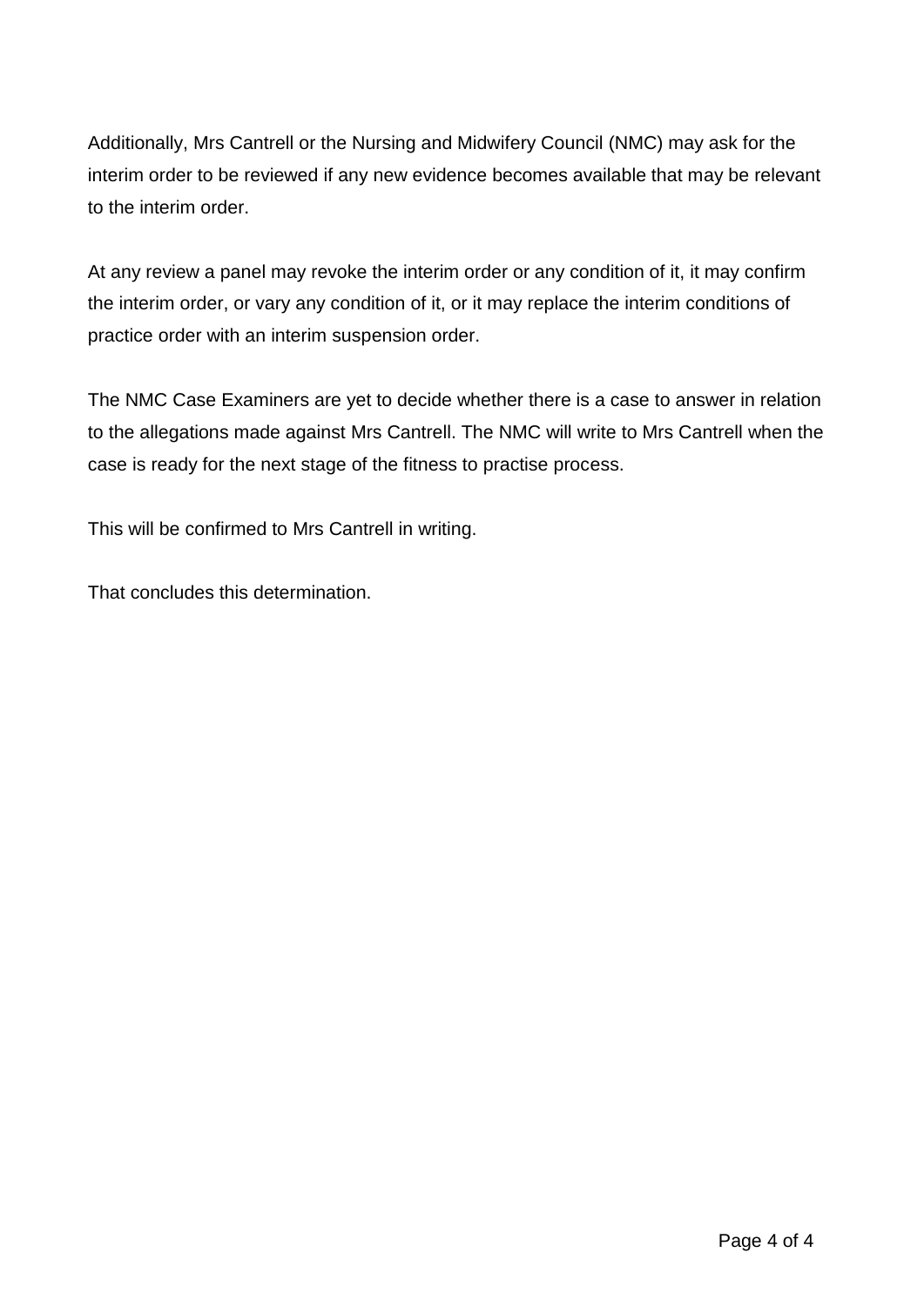Additionally, Mrs Cantrell or the Nursing and Midwifery Council (NMC) may ask for the interim order to be reviewed if any new evidence becomes available that may be relevant to the interim order.

At any review a panel may revoke the interim order or any condition of it, it may confirm the interim order, or vary any condition of it, or it may replace the interim conditions of practice order with an interim suspension order.

The NMC Case Examiners are yet to decide whether there is a case to answer in relation to the allegations made against Mrs Cantrell. The NMC will write to Mrs Cantrell when the case is ready for the next stage of the fitness to practise process.

This will be confirmed to Mrs Cantrell in writing.

That concludes this determination.